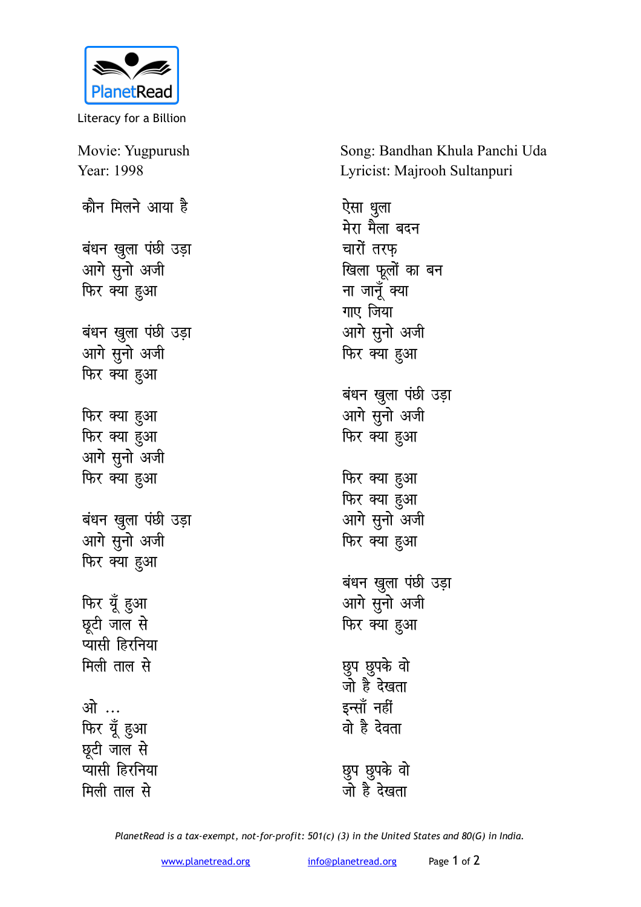PlanetRead

Literacy for a Billion

Movie: Yugpurush
Year: 1998

Song: Bandhan Khula Panchi Uda
Lyricist: Majrooh Sultanpuri

कौन मिलने आया है

बंधन खुला पंछी उड़ा
आगे सुनो अजी
फिर क्या हुआ

बंधन खुला पंछी उड़ा
आगे सुनो अजी
फिर क्या हुआ

फिर क्या हुआ
फिर क्या हुआ
आगे सुनो अजी
फिर क्या हुआ

बंधन खुला पंछी उड़ा
आगे सुनो अजी
फिर क्या हुआ

फिर यूँ हुआ
छूटी जाल से
प्यासी हिरनिया
मिली ताल से

ओ ...
फिर यूँ हुआ
छूटी जाल से
प्यासी हिरनिया
मिली ताल से

ऐसा धुला
मेरा मैला बदन
चारों तरफ़
खिला फूलों का बन
ना जानूँ क्या
गाए जिया
आगे सुनो अजी
फिर क्या हुआ

बंधन खुला पंछी उड़ा
आगे सुनो अजी
फिर क्या हुआ

फिर क्या हुआ
फिर क्या हुआ
आगे सुनो अजी
फिर क्या हुआ

बंधन खुला पंछी उड़ा
आगे सुनो अजी
फिर क्या हुआ

छुप छुपके वो
जो है देखता
इन्साँ नहीं
वो है देवता

छुप छुपके वो
जो है देखता

PlanetRead is a tax-exempt, not-for-profit: 501(c) (3) in the United States and 80(G) in India.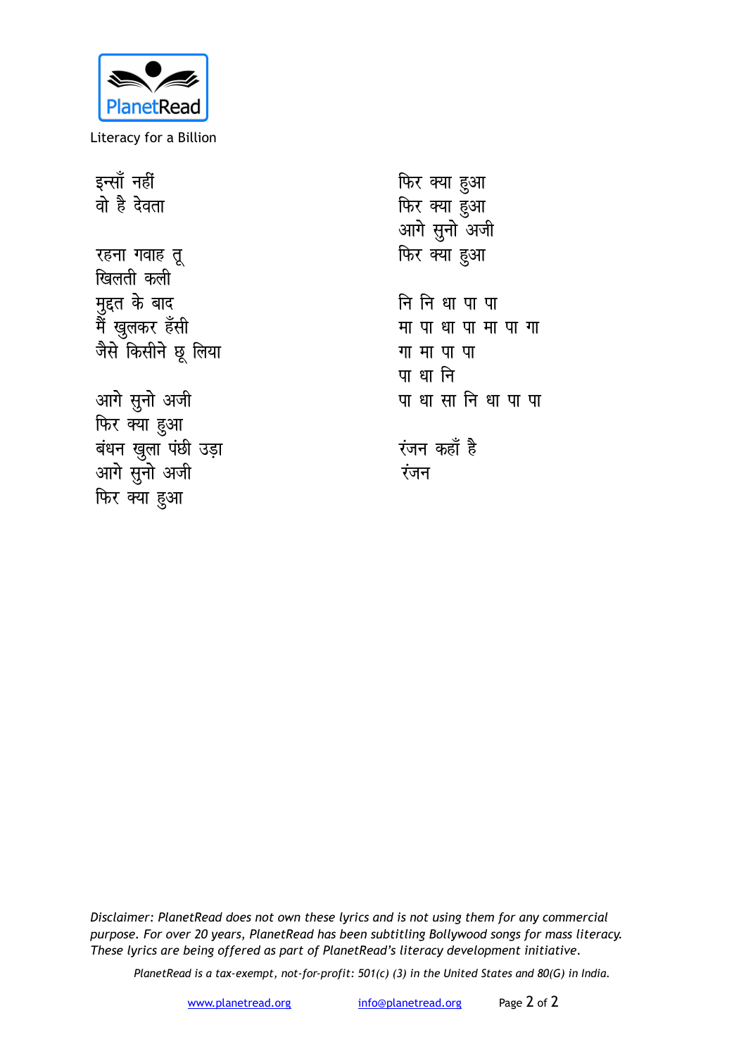PlanetRead

Literacy for a Billion

इन्साँ नहीं
वो है देवता

रहना गवाह तू
खिलती कली
मुद्दत के बाद
मैं खुलकर हँसी
जैसे किसीने छू लिया

आगे सुनो अजी
फिर क्या हुआ
बंधन खुला पंछी उड़ा
आगे सुनो अजी
फिर क्या हुआ

फिर क्या हुआ
फिर क्या हुआ
आगे सुनो अजी
फिर क्या हुआ

नि नि धा पा पा
मा पा धा पा मा पा गा
गा मा पा पा
पा धा नि
पा धा सा नि धा पा पा

रंजन कहाँ है
रंजन

*Disclaimer: PlanetRead does not own these lyrics and is not using them for any commercial purpose. For over 20 years, PlanetRead has been subtitling Bollywood songs for mass literacy. These lyrics are being offered as part of PlanetRead's literacy development initiative.*

*PlanetRead is a tax-exempt, not-for-profit: 501(c) (3) in the United States and 80(G) in India.*

www.planetread.org info@planetread.org